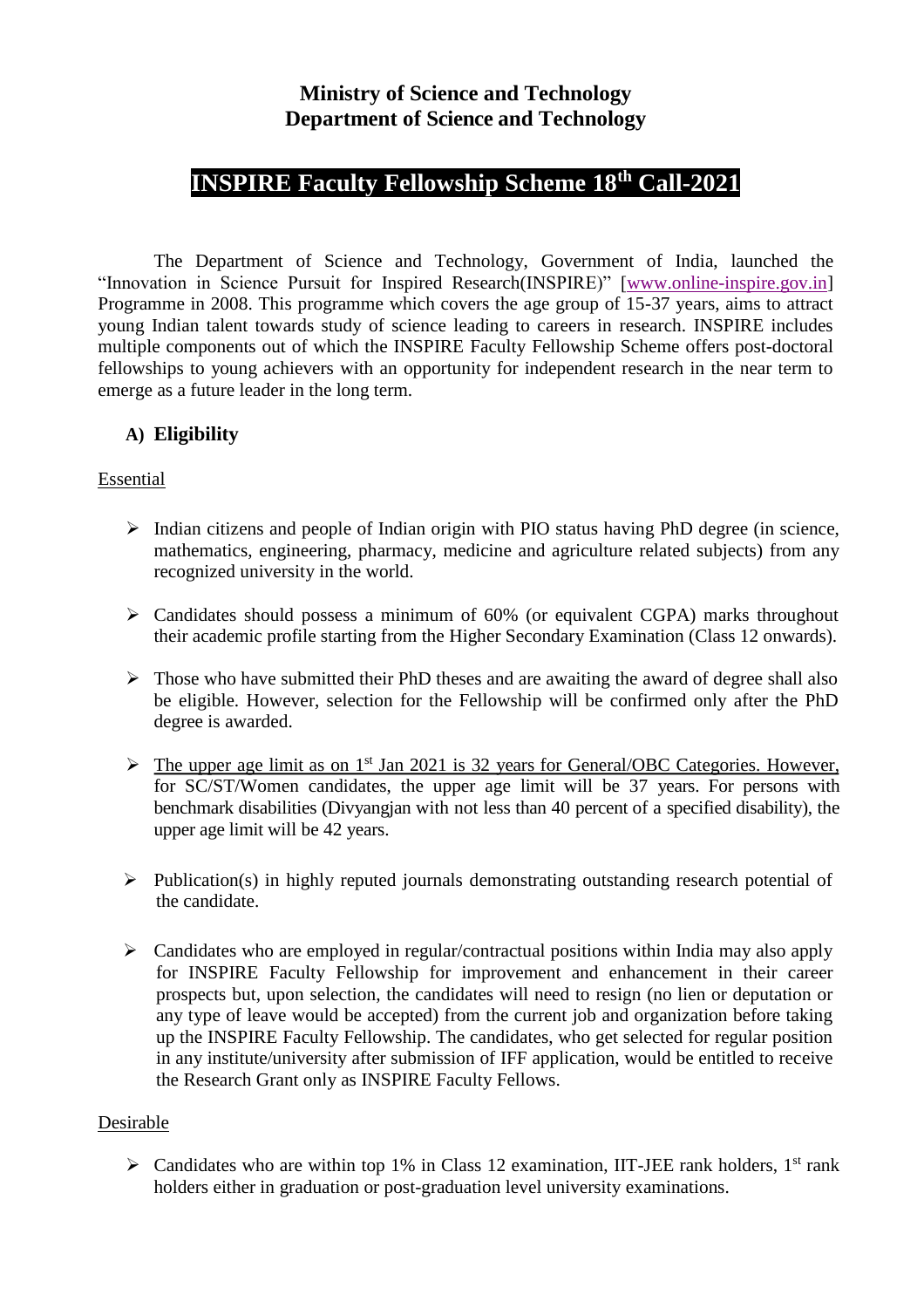**Ministry of Science and Technology**
**Department of Science and Technology**

# INSPIRE Faculty Fellowship Scheme 18th Call-2021

The Department of Science and Technology, Government of India, launched the "Innovation in Science Pursuit for Inspired Research(INSPIRE)" [www.online-inspire.gov.in] Programme in 2008. This programme which covers the age group of 15-37 years, aims to attract young Indian talent towards study of science leading to careers in research. INSPIRE includes multiple components out of which the INSPIRE Faculty Fellowship Scheme offers post-doctoral fellowships to young achievers with an opportunity for independent research in the near term to emerge as a future leader in the long term.

## A) Eligibility

Essential

- Indian citizens and people of Indian origin with PIO status having PhD degree (in science, mathematics, engineering, pharmacy, medicine and agriculture related subjects) from any recognized university in the world.
- Candidates should possess a minimum of 60% (or equivalent CGPA) marks throughout their academic profile starting from the Higher Secondary Examination (Class 12 onwards).
- Those who have submitted their PhD theses and are awaiting the award of degree shall also be eligible. However, selection for the Fellowship will be confirmed only after the PhD degree is awarded.
- The upper age limit as on 1st Jan 2021 is 32 years for General/OBC Categories. However, for SC/ST/Women candidates, the upper age limit will be 37 years. For persons with benchmark disabilities (Divyangjan with not less than 40 percent of a specified disability), the upper age limit will be 42 years.
- Publication(s) in highly reputed journals demonstrating outstanding research potential of the candidate.
- Candidates who are employed in regular/contractual positions within India may also apply for INSPIRE Faculty Fellowship for improvement and enhancement in their career prospects but, upon selection, the candidates will need to resign (no lien or deputation or any type of leave would be accepted) from the current job and organization before taking up the INSPIRE Faculty Fellowship. The candidates, who get selected for regular position in any institute/university after submission of IFF application, would be entitled to receive the Research Grant only as INSPIRE Faculty Fellows.

Desirable

- Candidates who are within top 1% in Class 12 examination, IIT-JEE rank holders, 1st rank holders either in graduation or post-graduation level university examinations.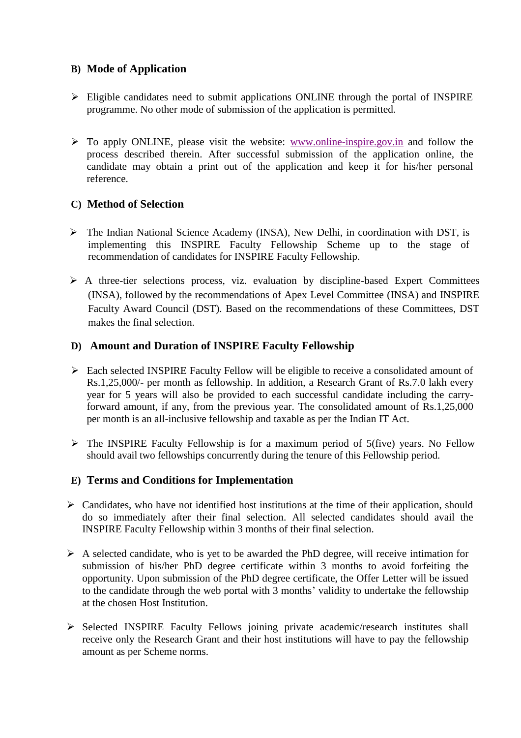## B) Mode of Application

- Eligible candidates need to submit applications ONLINE through the portal of INSPIRE programme. No other mode of submission of the application is permitted.

- To apply ONLINE, please visit the website: [www.online-inspire.gov.in](http://www.online-inspire.gov.in) and follow the process described therein. After successful submission of the application online, the candidate may obtain a print out of the application and keep it for his/her personal reference.

## C) Method of Selection

- The Indian National Science Academy (INSA), New Delhi, in coordination with DST, is implementing this INSPIRE Faculty Fellowship Scheme up to the stage of recommendation of candidates for INSPIRE Faculty Fellowship.

- A three-tier selections process, viz. evaluation by discipline-based Expert Committees (INSA), followed by the recommendations of Apex Level Committee (INSA) and INSPIRE Faculty Award Council (DST). Based on the recommendations of these Committees, DST makes the final selection.

## D) Amount and Duration of INSPIRE Faculty Fellowship

- Each selected INSPIRE Faculty Fellow will be eligible to receive a consolidated amount of Rs.1,25,000/- per month as fellowship. In addition, a Research Grant of Rs.7.0 lakh every year for 5 years will also be provided to each successful candidate including the carry-forward amount, if any, from the previous year. The consolidated amount of Rs.1,25,000 per month is an all-inclusive fellowship and taxable as per the Indian IT Act.

- The INSPIRE Faculty Fellowship is for a maximum period of 5(five) years. No Fellow should avail two fellowships concurrently during the tenure of this Fellowship period.

## E) Terms and Conditions for Implementation

- Candidates, who have not identified host institutions at the time of their application, should do so immediately after their final selection. All selected candidates should avail the INSPIRE Faculty Fellowship within 3 months of their final selection.

- A selected candidate, who is yet to be awarded the PhD degree, will receive intimation for submission of his/her PhD degree certificate within 3 months to avoid forfeiting the opportunity. Upon submission of the PhD degree certificate, the Offer Letter will be issued to the candidate through the web portal with 3 months' validity to undertake the fellowship at the chosen Host Institution.

- Selected INSPIRE Faculty Fellows joining private academic/research institutes shall receive only the Research Grant and their host institutions will have to pay the fellowship amount as per Scheme norms.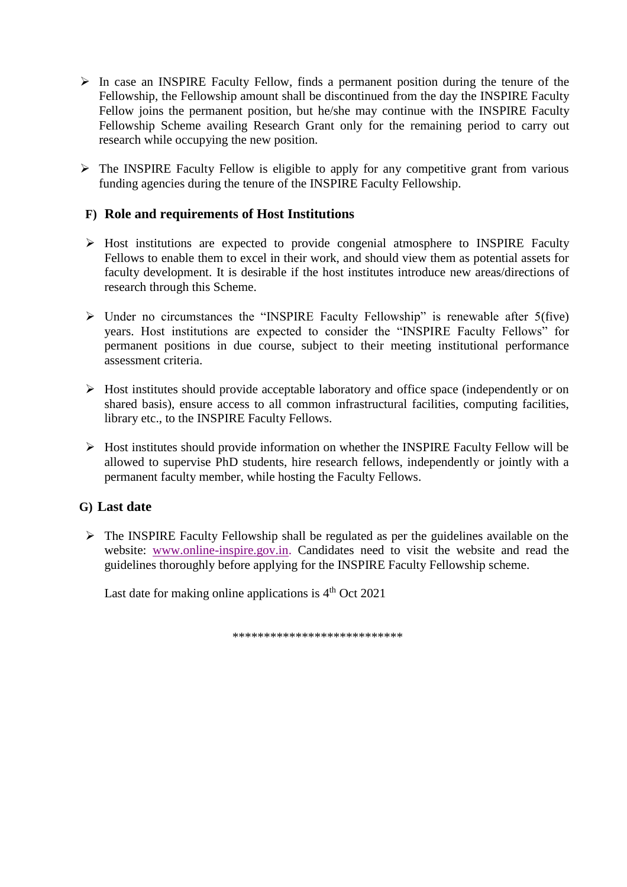- In case an INSPIRE Faculty Fellow, finds a permanent position during the tenure of the Fellowship, the Fellowship amount shall be discontinued from the day the INSPIRE Faculty Fellow joins the permanent position, but he/she may continue with the INSPIRE Faculty Fellowship Scheme availing Research Grant only for the remaining period to carry out research while occupying the new position.

- The INSPIRE Faculty Fellow is eligible to apply for any competitive grant from various funding agencies during the tenure of the INSPIRE Faculty Fellowship.

## F) Role and requirements of Host Institutions

- Host institutions are expected to provide congenial atmosphere to INSPIRE Faculty Fellows to enable them to excel in their work, and should view them as potential assets for faculty development. It is desirable if the host institutes introduce new areas/directions of research through this Scheme.

- Under no circumstances the "INSPIRE Faculty Fellowship" is renewable after 5(five) years. Host institutions are expected to consider the "INSPIRE Faculty Fellows" for permanent positions in due course, subject to their meeting institutional performance assessment criteria.

- Host institutes should provide acceptable laboratory and office space (independently or on shared basis), ensure access to all common infrastructural facilities, computing facilities, library etc., to the INSPIRE Faculty Fellows.

- Host institutes should provide information on whether the INSPIRE Faculty Fellow will be allowed to supervise PhD students, hire research fellows, independently or jointly with a permanent faculty member, while hosting the Faculty Fellows.

## G) Last date

- The INSPIRE Faculty Fellowship shall be regulated as per the guidelines available on the website: www.online-inspire.gov.in. Candidates need to visit the website and read the guidelines thoroughly before applying for the INSPIRE Faculty Fellowship scheme.

  Last date for making online applications is 4th Oct 2021

***************************